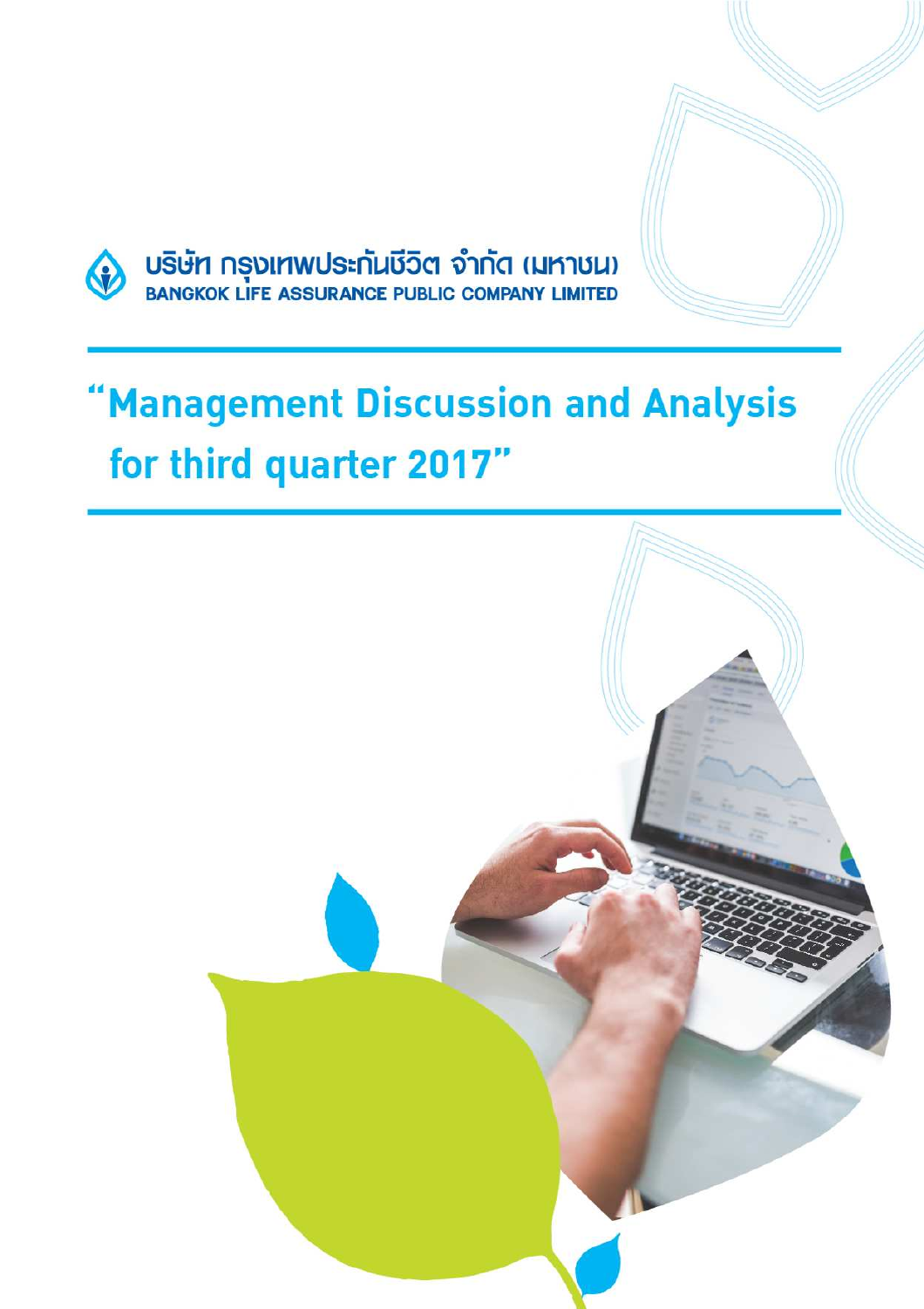บริษัท กรุงเทพประกันชีวิต จำกัด (มหาชน)

BANGKOK LIFE ASSURANCE PUBLIC COMPANY LIMITED

# "Management Discussion and Analysis for third quarter 2017"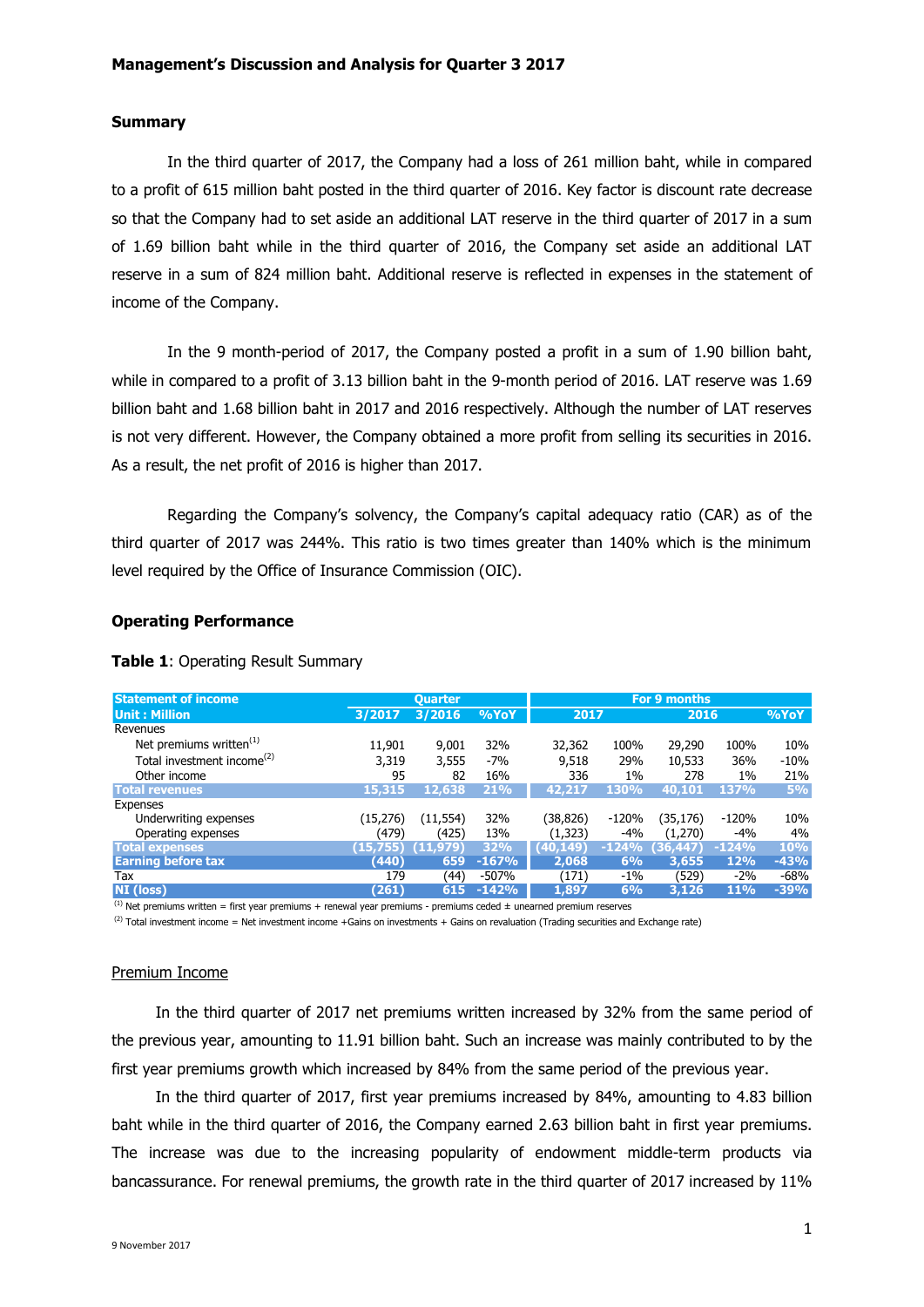**Management's Discussion and Analysis for Quarter 3 2017**

**Summary**

In the third quarter of 2017, the Company had a loss of 261 million baht, while in compared to a profit of 615 million baht posted in the third quarter of 2016. Key factor is discount rate decrease so that the Company had to set aside an additional LAT reserve in the third quarter of 2017 in a sum of 1.69 billion baht while in the third quarter of 2016, the Company set aside an additional LAT reserve in a sum of 824 million baht. Additional reserve is reflected in expenses in the statement of income of the Company.

In the 9 month-period of 2017, the Company posted a profit in a sum of 1.90 billion baht, while in compared to a profit of 3.13 billion baht in the 9-month period of 2016. LAT reserve was 1.69 billion baht and 1.68 billion baht in 2017 and 2016 respectively. Although the number of LAT reserves is not very different. However, the Company obtained a more profit from selling its securities in 2016. As a result, the net profit of 2016 is higher than 2017.

Regarding the Company's solvency, the Company's capital adequacy ratio (CAR) as of the third quarter of 2017 was 244%. This ratio is two times greater than 140% which is the minimum level required by the Office of Insurance Commission (OIC).

**Operating Performance**

**Table 1**: Operating Result Summary

| Statement of income | Quarter | | | For 9 months | | | | |
|---|---|---|---|---|---|---|---|---|
| Unit : Million | 3/2017 | 3/2016 | %YoY | 2017 | | 2016 | | %YoY |
| Revenues | | | | | | | | |
| Net premiums written[1] | 11,901 | 9,001 | 32% | 32,362 | 100% | 29,290 | 100% | 10% |
| Total investment income[2] | 3,319 | 3,555 | -7% | 9,518 | 29% | 10,533 | 36% | -10% |
| Other income | 95 | 82 | 16% | 336 | 1% | 278 | 1% | 21% |
| **Total revenues** | **15,315** | **12,638** | **21%** | **42,217** | **130%** | **40,101** | **137%** | **5%** |
| Expenses | | | | | | | | |
| Underwriting expenses | (15,276) | (11,554) | 32% | (38,826) | -120% | (35,176) | -120% | 10% |
| Operating expenses | (479) | (425) | 13% | (1,323) | -4% | (1,270) | -4% | 4% |
| **Total expenses** | **(15,755)** | **(11,979)** | **32%** | **(40,149)** | **-124%** | **(36,447)** | **-124%** | **10%** |
| **Earning before tax** | **(440)** | **659** | **-167%** | **2,068** | **6%** | **3,655** | **12%** | **-43%** |
| Tax | 179 | (44) | -507% | (171) | -1% | (529) | -2% | -68% |
| **NI (loss)** | **(261)** | **615** | **-142%** | **1,897** | **6%** | **3,126** | **11%** | **-39%** |

[1] Net premiums written = first year premiums + renewal year premiums - premiums ceded ± unearned premium reserves

[2] Total investment income = Net investment income +Gains on investments + Gains on revaluation (Trading securities and Exchange rate)

Premium Income

In the third quarter of 2017 net premiums written increased by 32% from the same period of the previous year, amounting to 11.91 billion baht. Such an increase was mainly contributed to by the first year premiums growth which increased by 84% from the same period of the previous year.

In the third quarter of 2017, first year premiums increased by 84%, amounting to 4.83 billion baht while in the third quarter of 2016, the Company earned 2.63 billion baht in first year premiums. The increase was due to the increasing popularity of endowment middle-term products via bancassurance. For renewal premiums, the growth rate in the third quarter of 2017 increased by 11%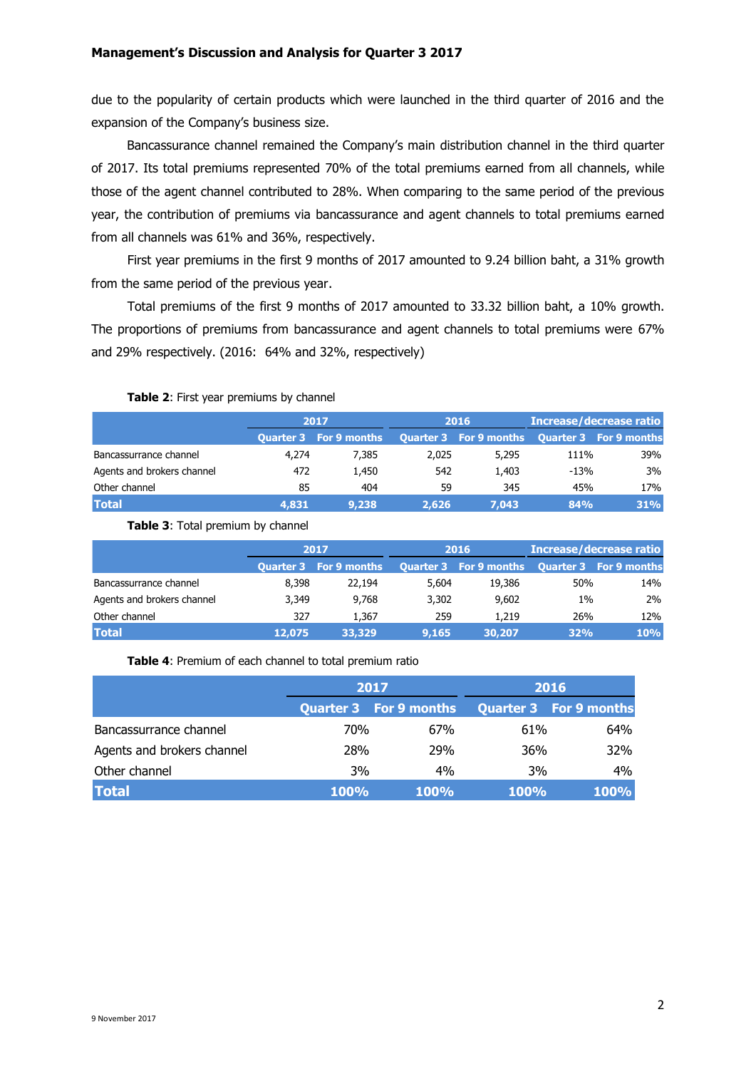due to the popularity of certain products which were launched in the third quarter of 2016 and the expansion of the Company's business size.

Bancassurance channel remained the Company's main distribution channel in the third quarter of 2017. Its total premiums represented 70% of the total premiums earned from all channels, while those of the agent channel contributed to 28%. When comparing to the same period of the previous year, the contribution of premiums via bancassurance and agent channels to total premiums earned from all channels was 61% and 36%, respectively.

First year premiums in the first 9 months of 2017 amounted to 9.24 billion baht, a 31% growth from the same period of the previous year.

Total premiums of the first 9 months of 2017 amounted to 33.32 billion baht, a 10% growth. The proportions of premiums from bancassurance and agent channels to total premiums were 67% and 29% respectively. (2016: 64% and 32%, respectively)

**Table 2**: First year premiums by channel

| | 2017 | | 2016 | | Increase/decrease ratio | |
|---|---|---|---|---|---|---|
| | Quarter 3 | For 9 months | Quarter 3 | For 9 months | Quarter 3 | For 9 months |
| Bancassurrance channel | 4,274 | 7,385 | 2,025 | 5,295 | 111% | 39% |
| Agents and brokers channel | 472 | 1,450 | 542 | 1,403 | -13% | 3% |
| Other channel | 85 | 404 | 59 | 345 | 45% | 17% |
| **Total** | **4,831** | **9,238** | **2,626** | **7,043** | **84%** | **31%** |

**Table 3**: Total premium by channel

| | 2017 | | 2016 | | Increase/decrease ratio | |
|---|---|---|---|---|---|---|
| | Quarter 3 | For 9 months | Quarter 3 | For 9 months | Quarter 3 | For 9 months |
| Bancassurrance channel | 8,398 | 22,194 | 5,604 | 19,386 | 50% | 14% |
| Agents and brokers channel | 3,349 | 9,768 | 3,302 | 9,602 | 1% | 2% |
| Other channel | 327 | 1,367 | 259 | 1,219 | 26% | 12% |
| **Total** | **12,075** | **33,329** | **9,165** | **30,207** | **32%** | **10%** |

**Table 4**: Premium of each channel to total premium ratio

| | 2017 | | 2016 | |
|---|---|---|---|---|
| | Quarter 3 | For 9 months | Quarter 3 | For 9 months |
| Bancassurrance channel | 70% | 67% | 61% | 64% |
| Agents and brokers channel | 28% | 29% | 36% | 32% |
| Other channel | 3% | 4% | 3% | 4% |
| **Total** | **100%** | **100%** | **100%** | **100%** |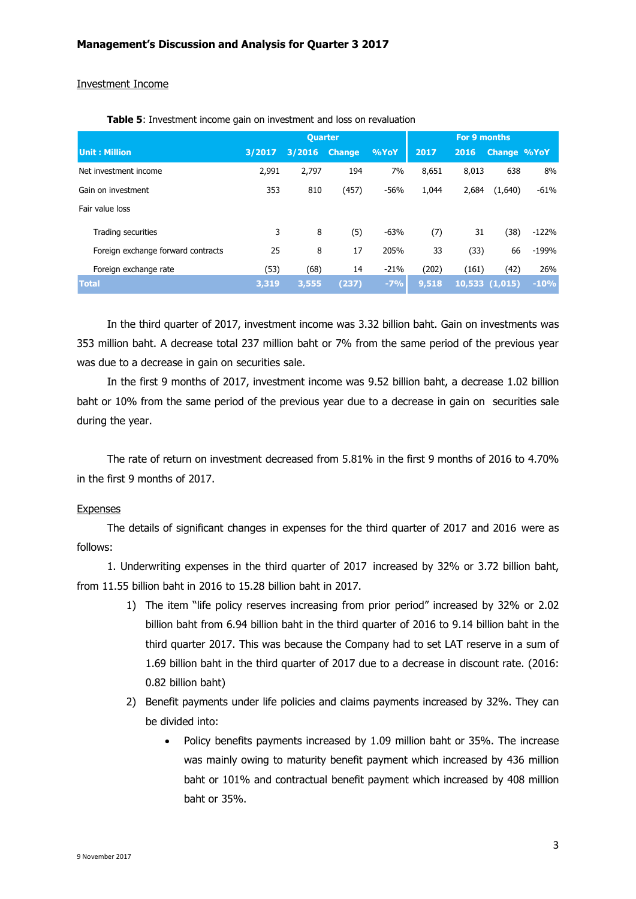Management's Discussion and Analysis for Quarter 3 2017

Investment Income

**Table 5**: Investment income gain on investment and loss on revaluation

| Unit : Million | Quarter | | | | For 9 months | | | |
|---|---|---|---|---|---|---|---|---|
| | 3/2017 | 3/2016 | Change | %YoY | 2017 | 2016 | Change | %YoY |
| Net investment income | 2,991 | 2,797 | 194 | 7% | 8,651 | 8,013 | 638 | 8% |
| Gain on investment | 353 | 810 | (457) | -56% | 1,044 | 2,684 | (1,640) | -61% |
| Fair value loss | | | | | | | | |
| Trading securities | 3 | 8 | (5) | -63% | (7) | 31 | (38) | -122% |
| Foreign exchange forward contracts | 25 | 8 | 17 | 205% | 33 | (33) | 66 | -199% |
| Foreign exchange rate | (53) | (68) | 14 | -21% | (202) | (161) | (42) | 26% |
| **Total** | **3,319** | **3,555** | **(237)** | **-7%** | **9,518** | **10,533** | **(1,015)** | **-10%** |

In the third quarter of 2017, investment income was 3.32 billion baht. Gain on investments was 353 million baht. A decrease total 237 million baht or 7% from the same period of the previous year was due to a decrease in gain on securities sale.

In the first 9 months of 2017, investment income was 9.52 billion baht, a decrease 1.02 billion baht or 10% from the same period of the previous year due to a decrease in gain on securities sale during the year.

The rate of return on investment decreased from 5.81% in the first 9 months of 2016 to 4.70% in the first 9 months of 2017.

Expenses

The details of significant changes in expenses for the third quarter of 2017 and 2016 were as follows:

1. Underwriting expenses in the third quarter of 2017 increased by 32% or 3.72 billion baht, from 11.55 billion baht in 2016 to 15.28 billion baht in 2017.

1) The item "life policy reserves increasing from prior period" increased by 32% or 2.02 billion baht from 6.94 billion baht in the third quarter of 2016 to 9.14 billion baht in the third quarter 2017. This was because the Company had to set LAT reserve in a sum of 1.69 billion baht in the third quarter of 2017 due to a decrease in discount rate. (2016: 0.82 billion baht)

2) Benefit payments under life policies and claims payments increased by 32%. They can be divided into:

   - Policy benefits payments increased by 1.09 million baht or 35%. The increase was mainly owing to maturity benefit payment which increased by 436 million baht or 101% and contractual benefit payment which increased by 408 million baht or 35%.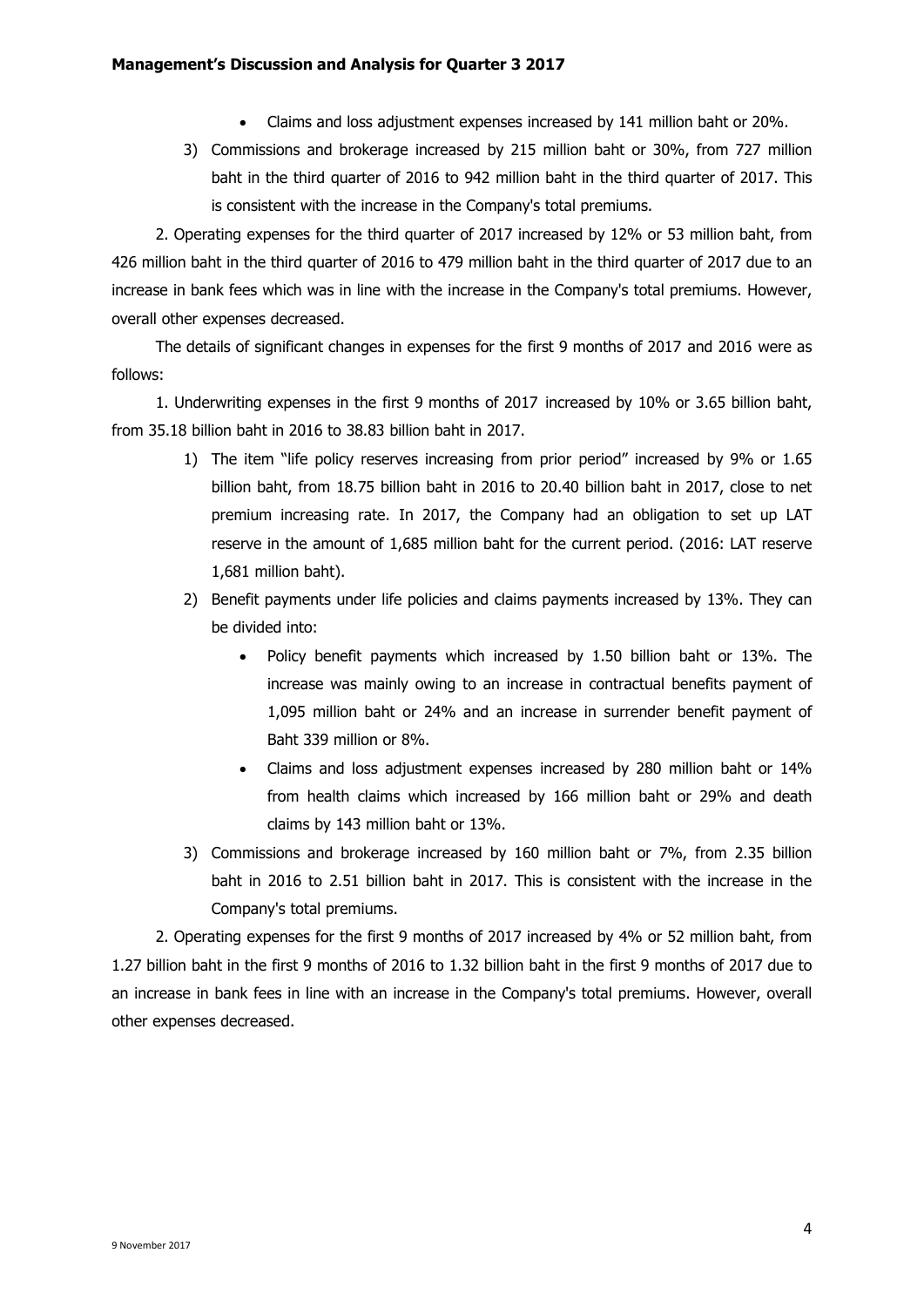- Claims and loss adjustment expenses increased by 141 million baht or 20%.

3) Commissions and brokerage increased by 215 million baht or 30%, from 727 million baht in the third quarter of 2016 to 942 million baht in the third quarter of 2017. This is consistent with the increase in the Company's total premiums.

2. Operating expenses for the third quarter of 2017 increased by 12% or 53 million baht, from 426 million baht in the third quarter of 2016 to 479 million baht in the third quarter of 2017 due to an increase in bank fees which was in line with the increase in the Company's total premiums. However, overall other expenses decreased.

The details of significant changes in expenses for the first 9 months of 2017 and 2016 were as follows:

1. Underwriting expenses in the first 9 months of 2017 increased by 10% or 3.65 billion baht, from 35.18 billion baht in 2016 to 38.83 billion baht in 2017.

1) The item "life policy reserves increasing from prior period" increased by 9% or 1.65 billion baht, from 18.75 billion baht in 2016 to 20.40 billion baht in 2017, close to net premium increasing rate. In 2017, the Company had an obligation to set up LAT reserve in the amount of 1,685 million baht for the current period. (2016: LAT reserve 1,681 million baht).

2) Benefit payments under life policies and claims payments increased by 13%. They can be divided into:

- Policy benefit payments which increased by 1.50 billion baht or 13%. The increase was mainly owing to an increase in contractual benefits payment of 1,095 million baht or 24% and an increase in surrender benefit payment of Baht 339 million or 8%.
- Claims and loss adjustment expenses increased by 280 million baht or 14% from health claims which increased by 166 million baht or 29% and death claims by 143 million baht or 13%.

3) Commissions and brokerage increased by 160 million baht or 7%, from 2.35 billion baht in 2016 to 2.51 billion baht in 2017. This is consistent with the increase in the Company's total premiums.

2. Operating expenses for the first 9 months of 2017 increased by 4% or 52 million baht, from 1.27 billion baht in the first 9 months of 2016 to 1.32 billion baht in the first 9 months of 2017 due to an increase in bank fees in line with an increase in the Company's total premiums. However, overall other expenses decreased.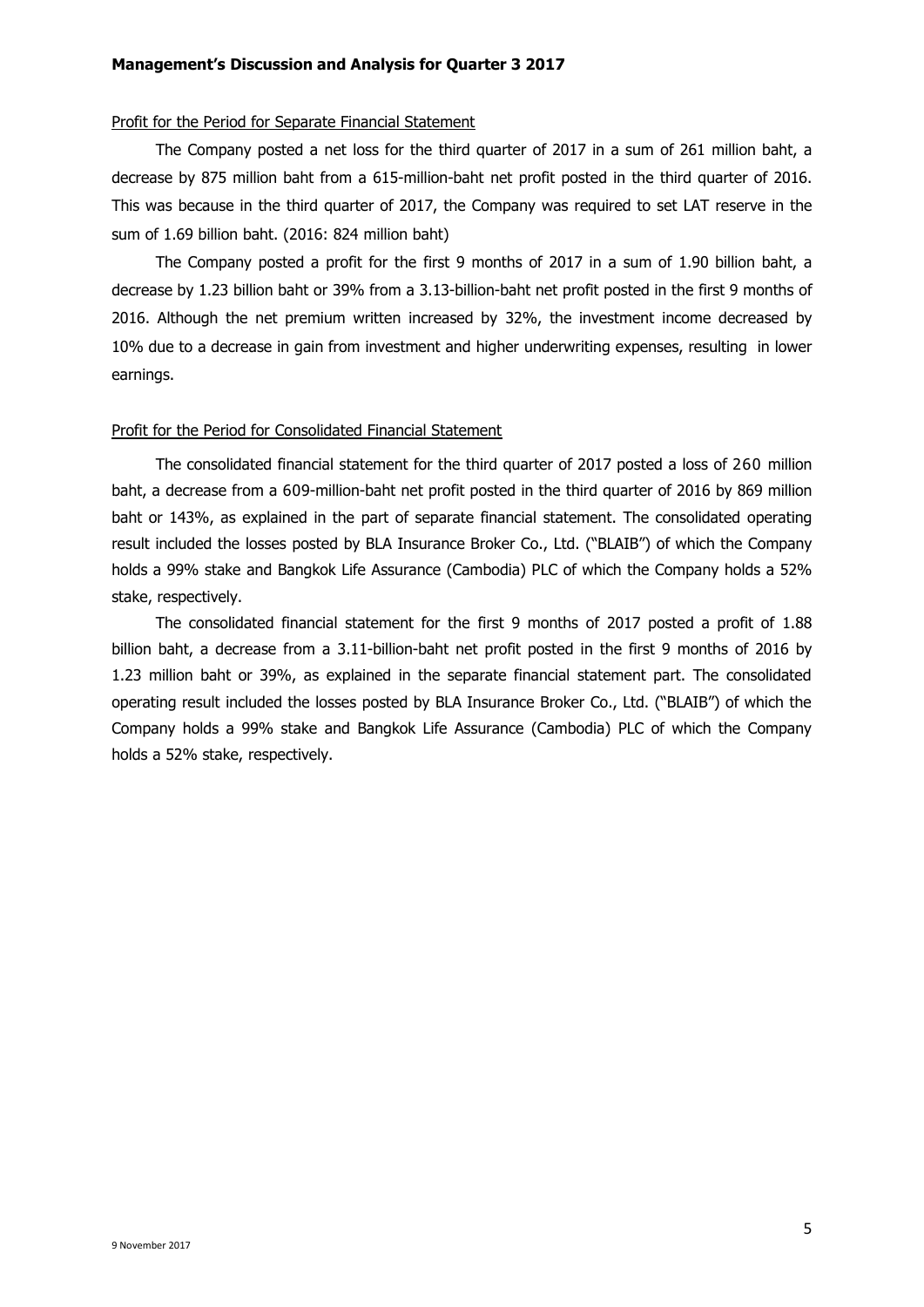Profit for the Period for Separate Financial Statement

The Company posted a net loss for the third quarter of 2017 in a sum of 261 million baht, a decrease by 875 million baht from a 615-million-baht net profit posted in the third quarter of 2016. This was because in the third quarter of 2017, the Company was required to set LAT reserve in the sum of 1.69 billion baht. (2016: 824 million baht)

The Company posted a profit for the first 9 months of 2017 in a sum of 1.90 billion baht, a decrease by 1.23 billion baht or 39% from a 3.13-billion-baht net profit posted in the first 9 months of 2016. Although the net premium written increased by 32%, the investment income decreased by 10% due to a decrease in gain from investment and higher underwriting expenses, resulting in lower earnings.

Profit for the Period for Consolidated Financial Statement

The consolidated financial statement for the third quarter of 2017 posted a loss of 260 million baht, a decrease from a 609-million-baht net profit posted in the third quarter of 2016 by 869 million baht or 143%, as explained in the part of separate financial statement. The consolidated operating result included the losses posted by BLA Insurance Broker Co., Ltd. ("BLAIB") of which the Company holds a 99% stake and Bangkok Life Assurance (Cambodia) PLC of which the Company holds a 52% stake, respectively.

The consolidated financial statement for the first 9 months of 2017 posted a profit of 1.88 billion baht, a decrease from a 3.11-billion-baht net profit posted in the first 9 months of 2016 by 1.23 million baht or 39%, as explained in the separate financial statement part. The consolidated operating result included the losses posted by BLA Insurance Broker Co., Ltd. ("BLAIB") of which the Company holds a 99% stake and Bangkok Life Assurance (Cambodia) PLC of which the Company holds a 52% stake, respectively.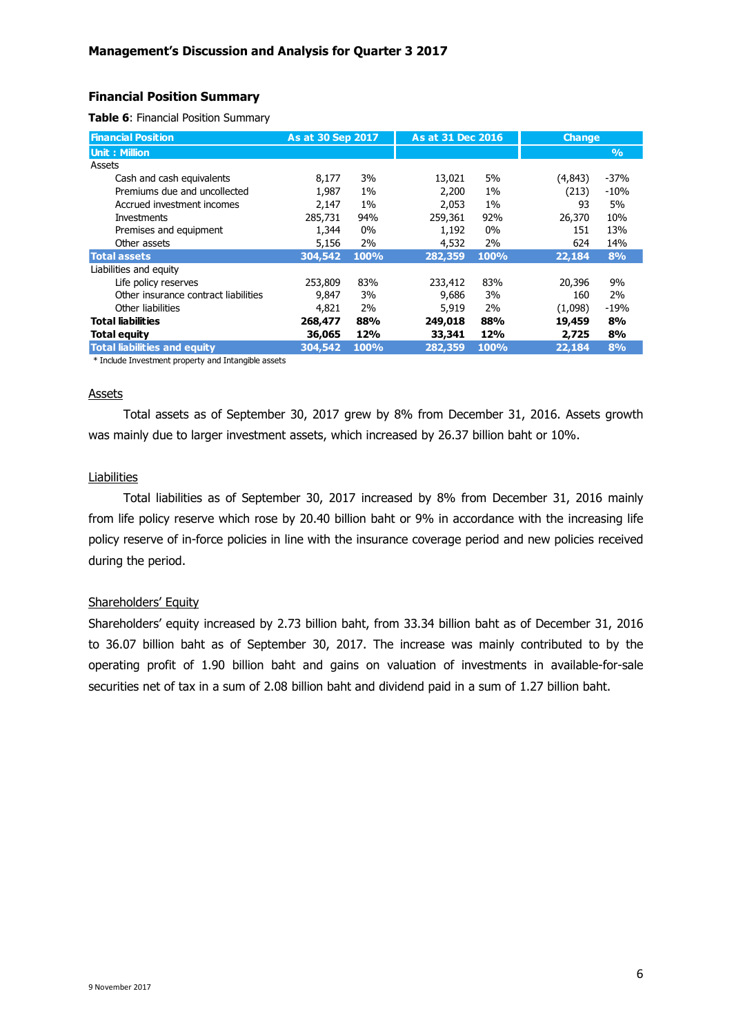**Management's Discussion and Analysis for Quarter 3 2017**

## Financial Position Summary

**Table 6**: Financial Position Summary

| Financial Position | As at 30 Sep 2017 | | As at 31 Dec 2016 | | Change | |
|---|---|---|---|---|---|---|
| Unit : Million | | | | | | % |
| Assets | | | | | | |
| Cash and cash equivalents | 8,177 | 3% | 13,021 | 5% | (4,843) | -37% |
| Premiums due and uncollected | 1,987 | 1% | 2,200 | 1% | (213) | -10% |
| Accrued investment incomes | 2,147 | 1% | 2,053 | 1% | 93 | 5% |
| Investments | 285,731 | 94% | 259,361 | 92% | 26,370 | 10% |
| Premises and equipment | 1,344 | 0% | 1,192 | 0% | 151 | 13% |
| Other assets | 5,156 | 2% | 4,532 | 2% | 624 | 14% |
| **Total assets** | **304,542** | **100%** | **282,359** | **100%** | **22,184** | **8%** |
| Liabilities and equity | | | | | | |
| Life policy reserves | 253,809 | 83% | 233,412 | 83% | 20,396 | 9% |
| Other insurance contract liabilities | 9,847 | 3% | 9,686 | 3% | 160 | 2% |
| Other liabilities | 4,821 | 2% | 5,919 | 2% | (1,098) | -19% |
| **Total liabilities** | **268,477** | **88%** | **249,018** | **88%** | **19,459** | **8%** |
| **Total equity** | **36,065** | **12%** | **33,341** | **12%** | **2,725** | **8%** |
| **Total liabilities and equity** | **304,542** | **100%** | **282,359** | **100%** | **22,184** | **8%** |

* Include Investment property and Intangible assets

### Assets

Total assets as of September 30, 2017 grew by 8% from December 31, 2016. Assets growth was mainly due to larger investment assets, which increased by 26.37 billion baht or 10%.

### Liabilities

Total liabilities as of September 30, 2017 increased by 8% from December 31, 2016 mainly from life policy reserve which rose by 20.40 billion baht or 9% in accordance with the increasing life policy reserve of in-force policies in line with the insurance coverage period and new policies received during the period.

### Shareholders' Equity

Shareholders' equity increased by 2.73 billion baht, from 33.34 billion baht as of December 31, 2016 to 36.07 billion baht as of September 30, 2017. The increase was mainly contributed to by the operating profit of 1.90 billion baht and gains on valuation of investments in available-for-sale securities net of tax in a sum of 2.08 billion baht and dividend paid in a sum of 1.27 billion baht.

9 November 2017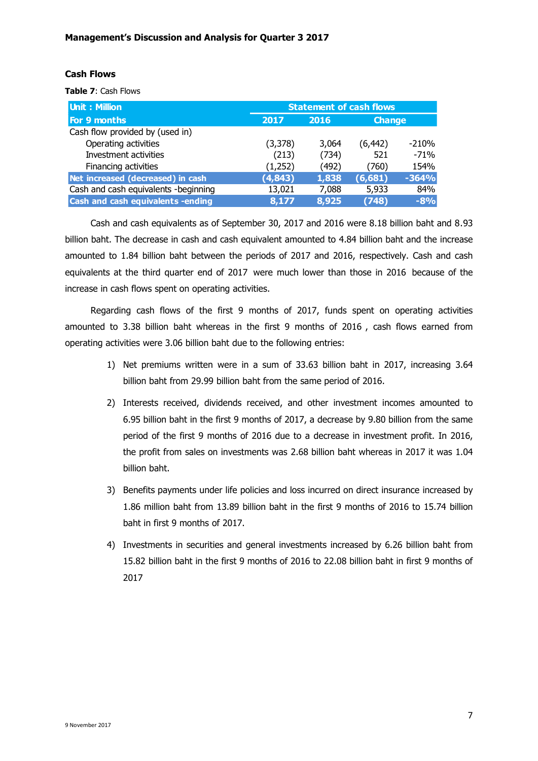## Cash Flows

**Table 7**: Cash Flows

| Unit : Million | Statement of cash flows | | | |
|---|---|---|---|---|
| **For 9 months** | **2017** | **2016** | **Change** | |
| Cash flow provided by (used in) | | | | |
| Operating activities | (3,378) | 3,064 | (6,442) | -210% |
| Investment activities | (213) | (734) | 521 | -71% |
| Financing activities | (1,252) | (492) | (760) | 154% |
| **Net increased (decreased) in cash** | **(4,843)** | **1,838** | **(6,681)** | **-364%** |
| Cash and cash equivalents -beginning | 13,021 | 7,088 | 5,933 | 84% |
| **Cash and cash equivalents -ending** | **8,177** | **8,925** | **(748)** | **-8%** |

Cash and cash equivalents as of September 30, 2017 and 2016 were 8.18 billion baht and 8.93 billion baht. The decrease in cash and cash equivalent amounted to 4.84 billion baht and the increase amounted to 1.84 billion baht between the periods of 2017 and 2016, respectively. Cash and cash equivalents at the third quarter end of 2017 were much lower than those in 2016 because of the increase in cash flows spent on operating activities.

Regarding cash flows of the first 9 months of 2017, funds spent on operating activities amounted to 3.38 billion baht whereas in the first 9 months of 2016 , cash flows earned from operating activities were 3.06 billion baht due to the following entries:

1) Net premiums written were in a sum of 33.63 billion baht in 2017, increasing 3.64 billion baht from 29.99 billion baht from the same period of 2016.

2) Interests received, dividends received, and other investment incomes amounted to 6.95 billion baht in the first 9 months of 2017, a decrease by 9.80 billion from the same period of the first 9 months of 2016 due to a decrease in investment profit. In 2016, the profit from sales on investments was 2.68 billion baht whereas in 2017 it was 1.04 billion baht.

3) Benefits payments under life policies and loss incurred on direct insurance increased by 1.86 million baht from 13.89 billion baht in the first 9 months of 2016 to 15.74 billion baht in first 9 months of 2017.

4) Investments in securities and general investments increased by 6.26 billion baht from 15.82 billion baht in the first 9 months of 2016 to 22.08 billion baht in first 9 months of 2017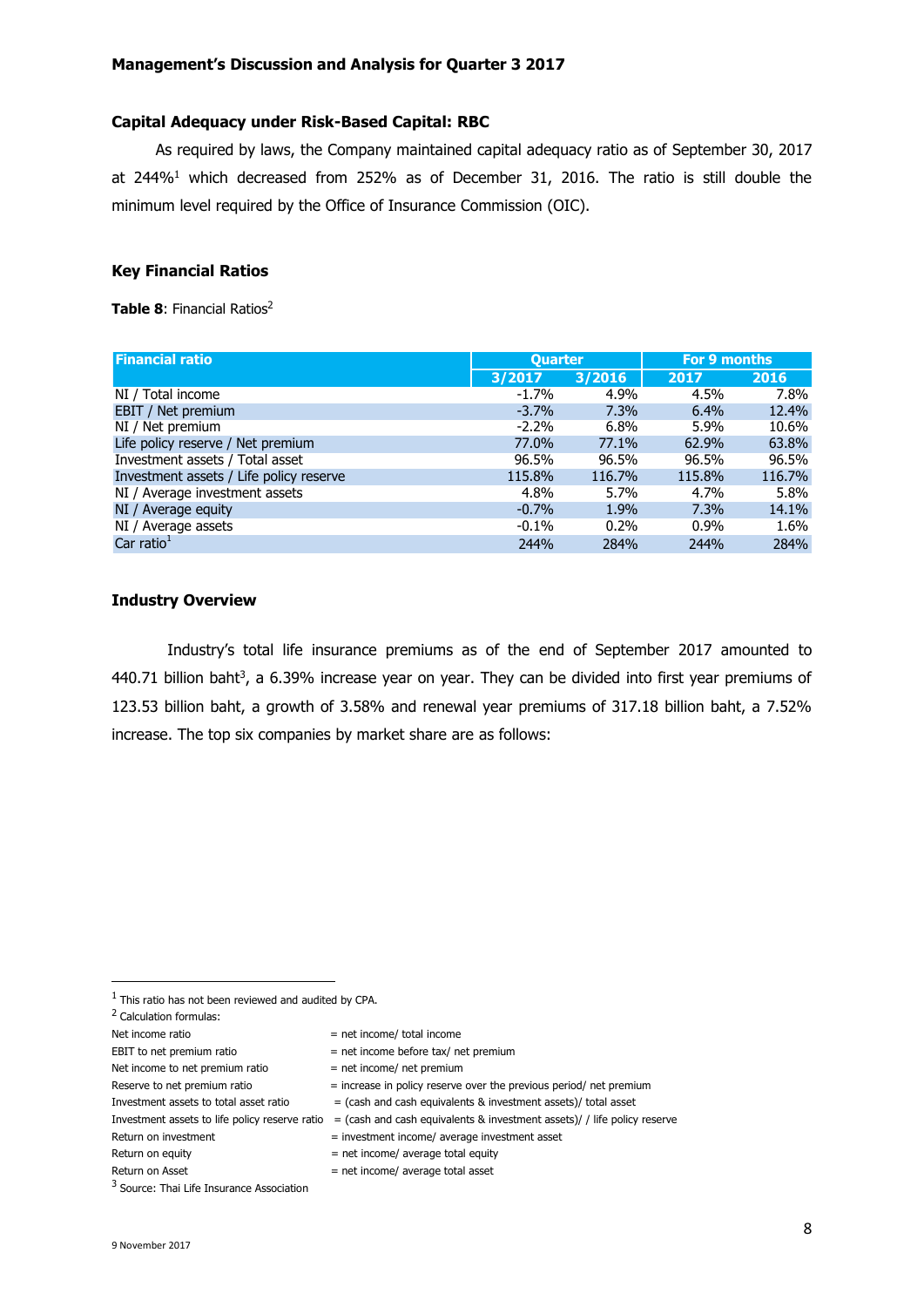**Management's Discussion and Analysis for Quarter 3 2017**

### Capital Adequacy under Risk-Based Capital: RBC

As required by laws, the Company maintained capital adequacy ratio as of September 30, 2017 at 244%[1] which decreased from 252% as of December 31, 2016. The ratio is still double the minimum level required by the Office of Insurance Commission (OIC).

### Key Financial Ratios

**Table 8**: Financial Ratios[2]

| Financial ratio | Quarter | | For 9 months | |
|---|---|---|---|---|
| | 3/2017 | 3/2016 | 2017 | 2016 |
| NI / Total income | -1.7% | 4.9% | 4.5% | 7.8% |
| EBIT / Net premium | -3.7% | 7.3% | 6.4% | 12.4% |
| NI / Net premium | -2.2% | 6.8% | 5.9% | 10.6% |
| Life policy reserve / Net premium | 77.0% | 77.1% | 62.9% | 63.8% |
| Investment assets / Total asset | 96.5% | 96.5% | 96.5% | 96.5% |
| Investment assets / Life policy reserve | 115.8% | 116.7% | 115.8% | 116.7% |
| NI / Average investment assets | 4.8% | 5.7% | 4.7% | 5.8% |
| NI / Average equity | -0.7% | 1.9% | 7.3% | 14.1% |
| NI / Average assets | -0.1% | 0.2% | 0.9% | 1.6% |
| Car ratio[1] | 244% | 284% | 244% | 284% |

### Industry Overview

Industry's total life insurance premiums as of the end of September 2017 amounted to 440.71 billion baht[3], a 6.39% increase year on year. They can be divided into first year premiums of 123.53 billion baht, a growth of 3.58% and renewal year premiums of 317.18 billion baht, a 7.52% increase. The top six companies by market share are as follows:

---

[1] This ratio has not been reviewed and audited by CPA.

[2] Calculation formulas:

| | |
|---|---|
| Net income ratio | = net income/ total income |
| EBIT to net premium ratio | = net income before tax/ net premium |
| Net income to net premium ratio | = net income/ net premium |
| Reserve to net premium ratio | = increase in policy reserve over the previous period/ net premium |
| Investment assets to total asset ratio | = (cash and cash equivalents & investment assets)/ total asset |
| Investment assets to life policy reserve ratio | = (cash and cash equivalents & investment assets)/ / life policy reserve |
| Return on investment | = investment income/ average investment asset |
| Return on equity | = net income/ average total equity |
| Return on Asset | = net income/ average total asset |

[3] Source: Thai Life Insurance Association

9 November 2017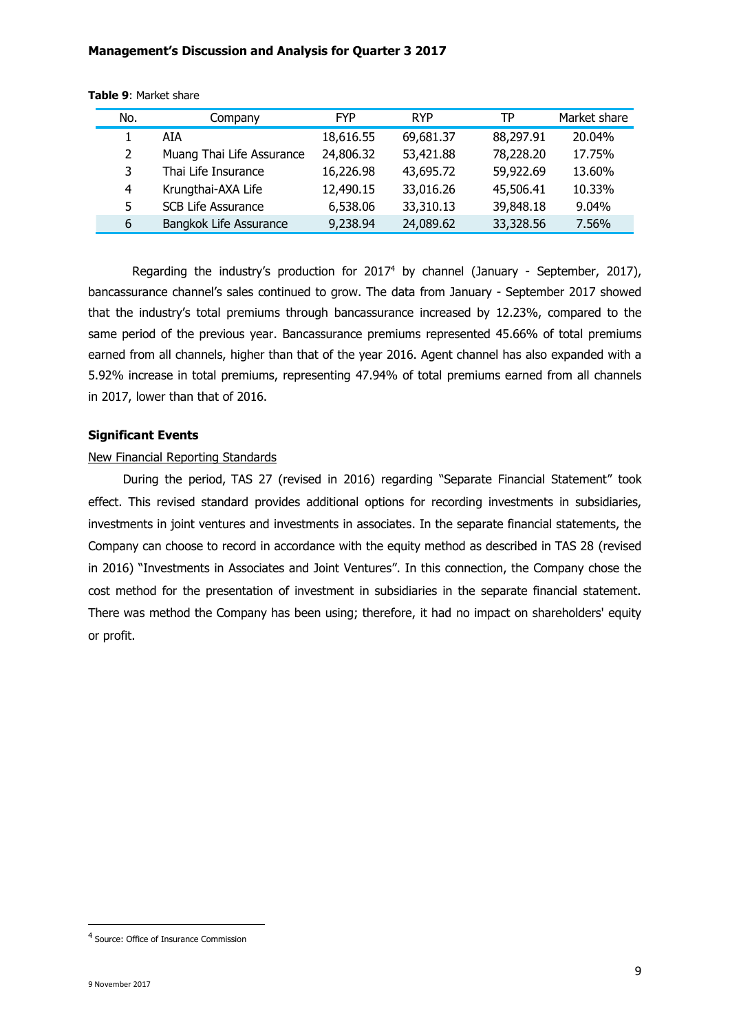**Table 9**: Market share

| No. | Company | FYP | RYP | TP | Market share |
|---|---|---|---|---|---|
| 1 | AIA | 18,616.55 | 69,681.37 | 88,297.91 | 20.04% |
| 2 | Muang Thai Life Assurance | 24,806.32 | 53,421.88 | 78,228.20 | 17.75% |
| 3 | Thai Life Insurance | 16,226.98 | 43,695.72 | 59,922.69 | 13.60% |
| 4 | Krungthai-AXA Life | 12,490.15 | 33,016.26 | 45,506.41 | 10.33% |
| 5 | SCB Life Assurance | 6,538.06 | 33,310.13 | 39,848.18 | 9.04% |
| 6 | Bangkok Life Assurance | 9,238.94 | 24,089.62 | 33,328.56 | 7.56% |

Regarding the industry's production for 2017[4] by channel (January - September, 2017), bancassurance channel's sales continued to grow. The data from January - September 2017 showed that the industry's total premiums through bancassurance increased by 12.23%, compared to the same period of the previous year. Bancassurance premiums represented 45.66% of total premiums earned from all channels, higher than that of the year 2016. Agent channel has also expanded with a 5.92% increase in total premiums, representing 47.94% of total premiums earned from all channels in 2017, lower than that of 2016.

**Significant Events**

New Financial Reporting Standards

During the period, TAS 27 (revised in 2016) regarding "Separate Financial Statement" took effect. This revised standard provides additional options for recording investments in subsidiaries, investments in joint ventures and investments in associates. In the separate financial statements, the Company can choose to record in accordance with the equity method as described in TAS 28 (revised in 2016) "Investments in Associates and Joint Ventures". In this connection, the Company chose the cost method for the presentation of investment in subsidiaries in the separate financial statement. There was method the Company has been using; therefore, it had no impact on shareholders' equity or profit.

[4] Source: Office of Insurance Commission